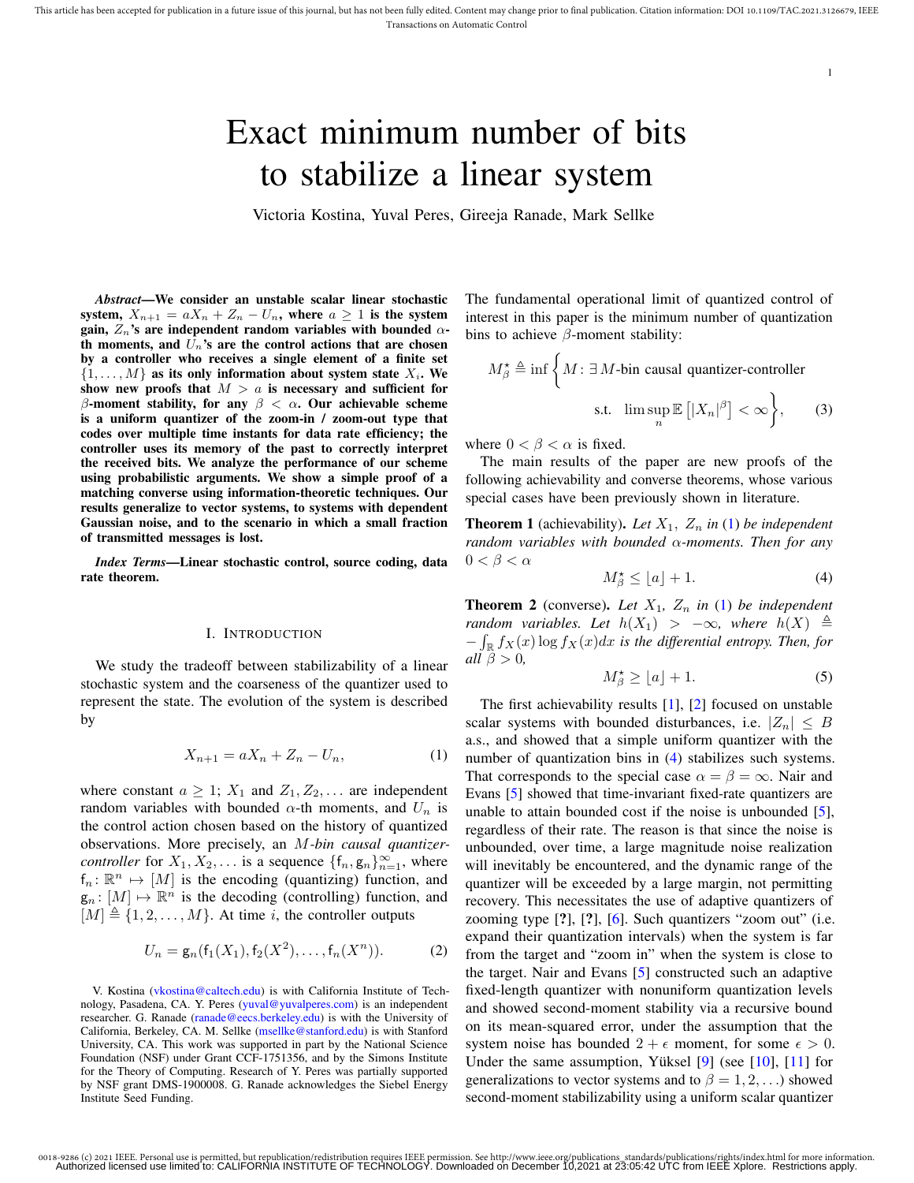# Exact minimum number of bits to stabilize a linear system

Victoria Kostina, Yuval Peres, Gireeja Ranade, Mark Sellke

***Abstract*—We consider an unstable scalar linear stochastic system, $X_{n+1} = aX_n + Z_n - U_n$, where $a \geq 1$ is the system gain, $Z_n$'s are independent random variables with bounded $\alpha$-th moments, and $U_n$'s are the control actions that are chosen by a controller who receives a single element of a finite set $\{1, \ldots, M\}$ as its only information about system state $X_i$. We show new proofs that $M > a$ is necessary and sufficient for $\beta$-moment stability, for any $\beta < \alpha$. Our achievable scheme is a uniform quantizer of the zoom-in / zoom-out type that codes over multiple time instants for data rate efficiency; the controller uses its memory of the past to correctly interpret the received bits. We analyze the performance of our scheme using probabilistic arguments. We show a simple proof of a matching converse using information-theoretic techniques. Our results generalize to vector systems, to systems with dependent Gaussian noise, and to the scenario in which a small fraction of transmitted messages is lost.**

***Index Terms*—Linear stochastic control, source coding, data rate theorem.**

## I. Introduction

We study the tradeoff between stabilizability of a linear stochastic system and the coarseness of the quantizer used to represent the state. The evolution of the system is described by

$$X_{n+1} = aX_n + Z_n - U_n, \tag{1}$$

where constant $a \geq 1$; $X_1$ and $Z_1, Z_2, \ldots$ are independent random variables with bounded $\alpha$-th moments, and $U_n$ is the control action chosen based on the history of quantized observations. More precisely, an *$M$-bin causal quantizer-controller* for $X_1, X_2, \ldots$ is a sequence $\{\mathsf{f}_n, \mathsf{g}_n\}_{n=1}^{\infty}$, where $\mathsf{f}_n \colon \mathbb{R}^n \mapsto [M]$ is the encoding (quantizing) function, and $\mathsf{g}_n \colon [M] \mapsto \mathbb{R}^n$ is the decoding (controlling) function, and $[M] \triangleq \{1, 2, \ldots, M\}$. At time $i$, the controller outputs

$$U_n = \mathsf{g}_n(\mathsf{f}_1(X_1), \mathsf{f}_2(X^2), \ldots, \mathsf{f}_n(X^n)). \tag{2}$$

V. Kostina (vkostina@caltech.edu) is with California Institute of Technology, Pasadena, CA. Y. Peres (yuval@yuvalperes.com) is an independent researcher. G. Ranade (ranade@eecs.berkeley.edu) is with the University of California, Berkeley, CA. M. Sellke (msellke@stanford.edu) is with Stanford University, CA. This work was supported in part by the National Science Foundation (NSF) under Grant CCF-1751356, and by the Simons Institute for the Theory of Computing. Research of Y. Peres was partially supported by NSF grant DMS-1900008. G. Ranade acknowledges the Siebel Energy Institute Seed Funding.

The fundamental operational limit of quantized control of interest in this paper is the minimum number of quantization bins to achieve $\beta$-moment stability:

$$M_\beta^\star \triangleq \inf \Big\{ M \colon \exists\, M\text{-bin causal quantizer-controller} \text{ s.t. } \limsup_n \mathbb{E}\left[|X_n|^\beta\right] < \infty \Big\}, \tag{3}$$

where $0 < \beta < \alpha$ is fixed.

The main results of the paper are new proofs of the following achievability and converse theorems, whose various special cases have been previously shown in literature.

**Theorem 1** (achievability)**.** *Let $X_1$, $Z_n$ in (1) be independent random variables with bounded $\alpha$-moments. Then for any $0 < \beta < \alpha$*

$$M_\beta^\star \leq \lfloor a \rfloor + 1. \tag{4}$$

**Theorem 2** (converse)**.** *Let $X_1$, $Z_n$ in (1) be independent random variables. Let $h(X_1) > -\infty$, where $h(X) \triangleq -\int_{\mathbb{R}} f_X(x) \log f_X(x) dx$ is the differential entropy. Then, for all $\beta > 0$,*

$$M_\beta^\star \geq \lfloor a \rfloor + 1. \tag{5}$$

The first achievability results [1], [2] focused on unstable scalar systems with bounded disturbances, i.e. $|Z_n| \leq B$ a.s., and showed that a simple uniform quantizer with the number of quantization bins in (4) stabilizes such systems. That corresponds to the special case $\alpha = \beta = \infty$. Nair and Evans [5] showed that time-invariant fixed-rate quantizers are unable to attain bounded cost if the noise is unbounded [5], regardless of their rate. The reason is that since the noise is unbounded, over time, a large magnitude noise realization will inevitably be encountered, and the dynamic range of the quantizer will be exceeded by a large margin, not permitting recovery. This necessitates the use of adaptive quantizers of zooming type [?], [?], [6]. Such quantizers "zoom out" (i.e. expand their quantization intervals) when the system is far from the target and "zoom in" when the system is close to the target. Nair and Evans [5] constructed such an adaptive fixed-length quantizer with nonuniform quantization levels and showed second-moment stability via a recursive bound on its mean-squared error, under the assumption that the system noise has bounded $2 + \epsilon$ moment, for some $\epsilon > 0$. Under the same assumption, Yüksel [9] (see [10], [11] for generalizations to vector systems and to $\beta = 1, 2, \ldots$) showed second-moment stabilizability using a uniform scalar quantizer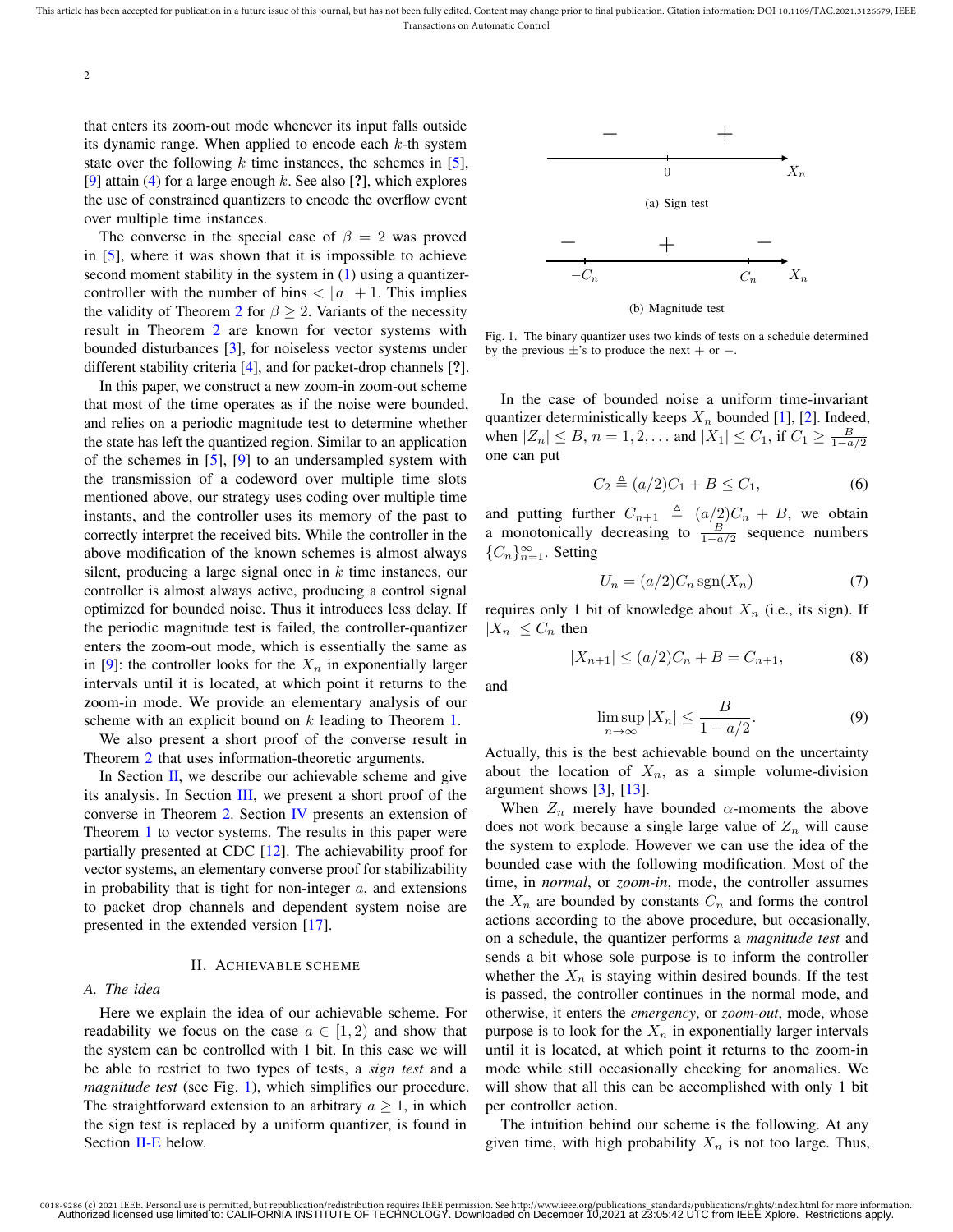that enters its zoom-out mode whenever its input falls outside its dynamic range. When applied to encode each $k$-th system state over the following $k$ time instances, the schemes in [5], [9] attain (4) for a large enough $k$. See also [?], which explores the use of constrained quantizers to encode the overflow event over multiple time instances.

The converse in the special case of $\beta = 2$ was proved in [5], where it was shown that it is impossible to achieve second moment stability in the system in (1) using a quantizer-controller with the number of bins $< \lfloor a \rfloor + 1$. This implies the validity of Theorem 2 for $\beta \geq 2$. Variants of the necessity result in Theorem 2 are known for vector systems with bounded disturbances [3], for noiseless vector systems under different stability criteria [4], and for packet-drop channels [?].

In this paper, we construct a new zoom-in zoom-out scheme that most of the time operates as if the noise were bounded, and relies on a periodic magnitude test to determine whether the state has left the quantized region. Similar to an application of the schemes in [5], [9] to an undersampled system with the transmission of a codeword over multiple time slots mentioned above, our strategy uses coding over multiple time instants, and the controller uses its memory of the past to correctly interpret the received bits. While the controller in the above modification of the known schemes is almost always silent, producing a large signal once in $k$ time instances, our controller is almost always active, producing a control signal optimized for bounded noise. Thus it introduces less delay. If the periodic magnitude test is failed, the controller-quantizer enters the zoom-out mode, which is essentially the same as in [9]: the controller looks for the $X_n$ in exponentially larger intervals until it is located, at which point it returns to the zoom-in mode. We provide an elementary analysis of our scheme with an explicit bound on $k$ leading to Theorem 1.

We also present a short proof of the converse result in Theorem 2 that uses information-theoretic arguments.

In Section II, we describe our achievable scheme and give its analysis. In Section III, we present a short proof of the converse in Theorem 2. Section IV presents an extension of Theorem 1 to vector systems. The results in this paper were partially presented at CDC [12]. The achievability proof for vector systems, an elementary converse proof for stabilizability in probability that is tight for non-integer $a$, and extensions to packet drop channels and dependent system noise are presented in the extended version [17].

## II. Achievable scheme

### A. The idea

Here we explain the idea of our achievable scheme. For readability we focus on the case $a \in [1, 2)$ and show that the system can be controlled with 1 bit. In this case we will be able to restrict to two types of tests, a *sign test* and a *magnitude test* (see Fig. 1), which simplifies our procedure. The straightforward extension to an arbitrary $a \geq 1$, in which the sign test is replaced by a uniform quantizer, is found in Section II-E below.

(a) Sign test

(b) Magnitude test

Fig. 1. The binary quantizer uses two kinds of tests on a schedule determined by the previous $\pm$'s to produce the next $+$ or $-$.

In the case of bounded noise a uniform time-invariant quantizer deterministically keeps $X_n$ bounded [1], [2]. Indeed, when $|Z_n| \leq B$, $n = 1, 2, \ldots$ and $|X_1| \leq C_1$, if $C_1 \geq \frac{B}{1 - a/2}$ one can put

$$C_2 \triangleq (a/2)C_1 + B \leq C_1, \tag{6}$$

and putting further $C_{n+1} \triangleq (a/2)C_n + B$, we obtain a monotonically decreasing to $\frac{B}{1-a/2}$ sequence numbers $\{C_n\}_{n=1}^{\infty}$. Setting

$$U_n = (a/2)C_n \operatorname{sgn}(X_n) \tag{7}$$

requires only 1 bit of knowledge about $X_n$ (i.e., its sign). If $|X_n| \leq C_n$ then

$$|X_{n+1}| \leq (a/2)C_n + B = C_{n+1}, \tag{8}$$

and

$$\limsup_{n \to \infty} |X_n| \leq \frac{B}{1 - a/2}. \tag{9}$$

Actually, this is the best achievable bound on the uncertainty about the location of $X_n$, as a simple volume-division argument shows [3], [13].

When $Z_n$ merely have bounded $\alpha$-moments the above does not work because a single large value of $Z_n$ will cause the system to explode. However we can use the idea of the bounded case with the following modification. Most of the time, in *normal*, or *zoom-in*, mode, the controller assumes the $X_n$ are bounded by constants $C_n$ and forms the control actions according to the above procedure, but occasionally, on a schedule, the quantizer performs a *magnitude test* and sends a bit whose sole purpose is to inform the controller whether the $X_n$ is staying within desired bounds. If the test is passed, the controller continues in the normal mode, and otherwise, it enters the *emergency*, or *zoom-out*, mode, whose purpose is to look for the $X_n$ in exponentially larger intervals until it is located, at which point it returns to the zoom-in mode while still occasionally checking for anomalies. We will show that all this can be accomplished with only 1 bit per controller action.

The intuition behind our scheme is the following. At any given time, with high probability $X_n$ is not too large. Thus,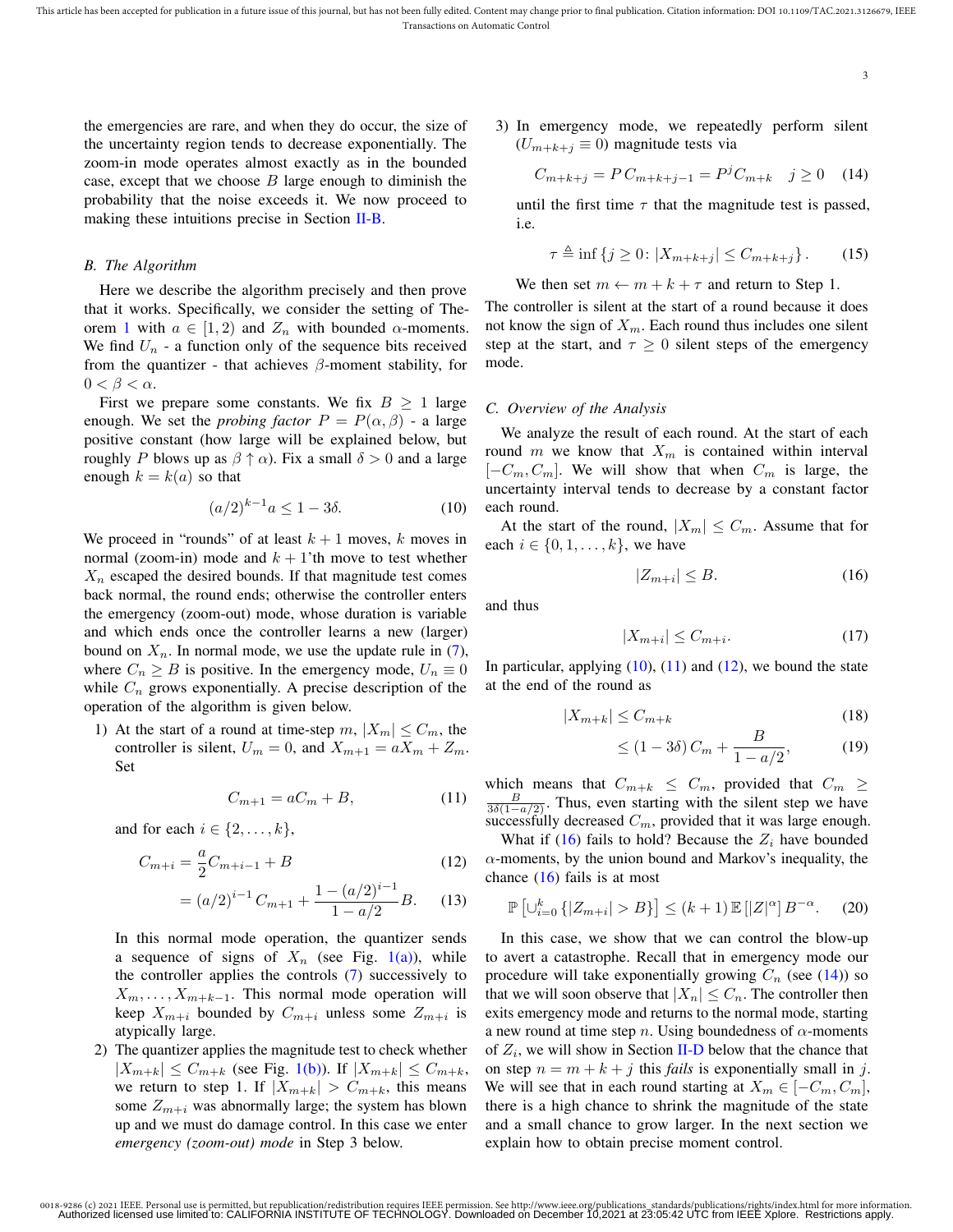the emergencies are rare, and when they do occur, the size of the uncertainty region tends to decrease exponentially. The zoom-in mode operates almost exactly as in the bounded case, except that we choose $B$ large enough to diminish the probability that the noise exceeds it. We now proceed to making these intuitions precise in Section II-B.

### B. The Algorithm

Here we describe the algorithm precisely and then prove that it works. Specifically, we consider the setting of Theorem 1 with $a \in [1, 2)$ and $Z_n$ with bounded $\alpha$-moments. We find $U_n$ - a function only of the sequence bits received from the quantizer - that achieves $\beta$-moment stability, for $0 < \beta < \alpha$.

First we prepare some constants. We fix $B \geq 1$ large enough. We set the *probing factor* $P = P(\alpha, \beta)$ - a large positive constant (how large will be explained below, but roughly $P$ blows up as $\beta \uparrow \alpha$). Fix a small $\delta > 0$ and a large enough $k = k(a)$ so that

$$(a/2)^{k-1} a \leq 1 - 3\delta. \tag{10}$$

We proceed in "rounds" of at least $k+1$ moves, $k$ moves in normal (zoom-in) mode and $k+1$'th move to test whether $X_n$ escaped the desired bounds. If that magnitude test comes back normal, the round ends; otherwise the controller enters the emergency (zoom-out) mode, whose duration is variable and which ends once the controller learns a new (larger) bound on $X_n$. In normal mode, we use the update rule in (7), where $C_n \geq B$ is positive. In the emergency mode, $U_n \equiv 0$ while $C_n$ grows exponentially. A precise description of the operation of the algorithm is given below.

1) At the start of a round at time-step $m$, $|X_m| \leq C_m$, the controller is silent, $U_m = 0$, and $X_{m+1} = aX_m + Z_m$. Set

$$C_{m+1} = aC_m + B, \tag{11}$$

and for each $i \in \{2, \ldots, k\}$,

$$C_{m+i} = \frac{a}{2} C_{m+i-1} + B \tag{12}$$

$$= (a/2)^{i-1} C_{m+1} + \frac{1 - (a/2)^{i-1}}{1 - a/2} B. \tag{13}$$

In this normal mode operation, the quantizer sends a sequence of signs of $X_n$ (see Fig. 1(a)), while the controller applies the controls (7) successively to $X_m, \ldots, X_{m+k-1}$. This normal mode operation will keep $X_{m+i}$ bounded by $C_{m+i}$ unless some $Z_{m+i}$ is atypically large.

2) The quantizer applies the magnitude test to check whether $|X_{m+k}| \leq C_{m+k}$ (see Fig. 1(b)). If $|X_{m+k}| \leq C_{m+k}$, we return to step 1. If $|X_{m+k}| > C_{m+k}$, this means some $Z_{m+i}$ was abnormally large; the system has blown up and we must do damage control. In this case we enter *emergency (zoom-out) mode* in Step 3 below.

3) In emergency mode, we repeatedly perform silent ($U_{m+k+j} \equiv 0$) magnitude tests via

$$C_{m+k+j} = P\, C_{m+k+j-1} = P^j C_{m+k} \quad j \geq 0 \tag{14}$$

until the first time $\tau$ that the magnitude test is passed, i.e.

$$\tau \triangleq \inf \{ j \geq 0 \colon |X_{m+k+j}| \leq C_{m+k+j} \}. \tag{15}$$

We then set $m \leftarrow m + k + \tau$ and return to Step 1.

The controller is silent at the start of a round because it does not know the sign of $X_m$. Each round thus includes one silent step at the start, and $\tau \geq 0$ silent steps of the emergency mode.

### C. Overview of the Analysis

We analyze the result of each round. At the start of each round $m$ we know that $X_m$ is contained within interval $[-C_m, C_m]$. We will show that when $C_m$ is large, the uncertainty interval tends to decrease by a constant factor each round.

At the start of the round, $|X_m| \leq C_m$. Assume that for each $i \in \{0, 1, \ldots, k\}$, we have

$$|Z_{m+i}| \leq B. \tag{16}$$

and thus

$$|X_{m+i}| \leq C_{m+i}. \tag{17}$$

In particular, applying (10), (11) and (12), we bound the state at the end of the round as

$$|X_{m+k}| \leq C_{m+k} \tag{18}$$

$$\leq (1 - 3\delta)\, C_m + \frac{B}{1 - a/2}, \tag{19}$$

which means that $C_{m+k} \leq C_m$, provided that $C_m \geq \frac{B}{3\delta(1-a/2)}$. Thus, even starting with the silent step we have successfully decreased $C_m$, provided that it was large enough.

What if (16) fails to hold? Because the $Z_i$ have bounded $\alpha$-moments, by the union bound and Markov's inequality, the chance (16) fails is at most

$$\mathbb{P}\left[ \cup_{i=0}^{k} \{ |Z_{m+i}| > B \} \right] \leq (k+1)\, \mathbb{E}\left[ |Z|^\alpha \right] B^{-\alpha}. \tag{20}$$

In this case, we show that we can control the blow-up to avert a catastrophe. Recall that in emergency mode our procedure will take exponentially growing $C_n$ (see (14)) so that we will soon observe that $|X_n| \leq C_n$. The controller then exits emergency mode and returns to the normal mode, starting a new round at time step $n$. Using boundedness of $\alpha$-moments of $Z_i$, we will show in Section II-D below that the chance that on step $n = m + k + j$ this *fails* is exponentially small in $j$. We will see that in each round starting at $X_m \in [-C_m, C_m]$, there is a high chance to shrink the magnitude of the state and a small chance to grow larger. In the next section we explain how to obtain precise moment control.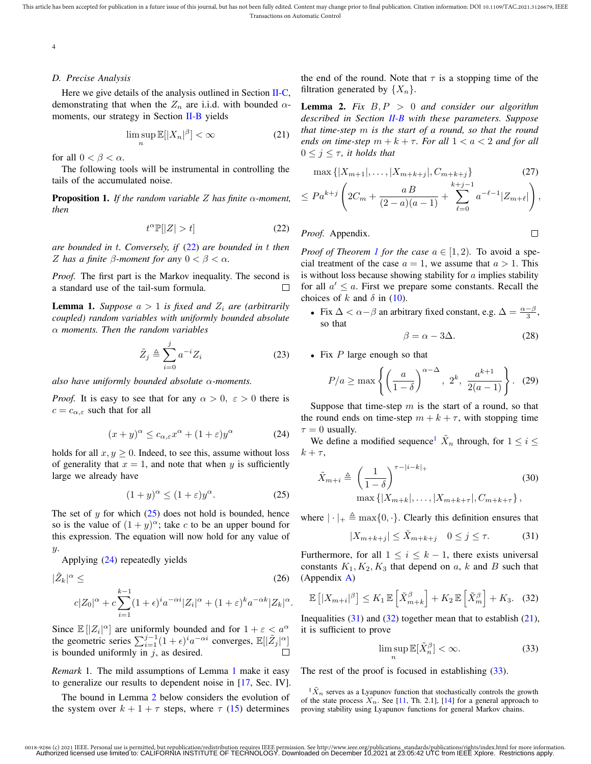### D. Precise Analysis

Here we give details of the analysis outlined in Section II-C, demonstrating that when the $Z_n$ are i.i.d. with bounded $\alpha$-moments, our strategy in Section II-B yields

$$\limsup_n \mathbb{E}[|X_n|^\beta] < \infty \tag{21}$$

for all $0 < \beta < \alpha$.

The following tools will be instrumental in controlling the tails of the accumulated noise.

**Proposition 1.** *If the random variable $Z$ has finite $\alpha$-moment, then*

$$t^\alpha \mathbb{P}[|Z| > t] \tag{22}$$

*are bounded in $t$. Conversely, if (22) are bounded in $t$ then $Z$ has a finite $\beta$-moment for any $0 < \beta < \alpha$.*

*Proof.* The first part is the Markov inequality. The second is a standard use of the tail-sum formula. □

**Lemma 1.** *Suppose $a > 1$ is fixed and $Z_i$ are (arbitrarily coupled) random variables with uniformly bounded absolute $\alpha$ moments. Then the random variables*

$$\tilde{Z}_j \triangleq \sum_{i=0}^{j} a^{-i} Z_i \tag{23}$$

*also have uniformly bounded absolute $\alpha$-moments.*

*Proof.* It is easy to see that for any $\alpha > 0,\ \varepsilon > 0$ there is $c = c_{\alpha,\varepsilon}$ such that for all

$$(x+y)^\alpha \leq c_{\alpha,\varepsilon} x^\alpha + (1+\varepsilon) y^\alpha \tag{24}$$

holds for all $x, y \geq 0$. Indeed, to see this, assume without loss of generality that $x = 1$, and note that when $y$ is sufficiently large we already have

$$(1+y)^\alpha \leq (1+\varepsilon) y^\alpha. \tag{25}$$

The set of $y$ for which (25) does not hold is bounded, hence so is the value of $(1+y)^\alpha$; take $c$ to be an upper bound for this expression. The equation will now hold for any value of $y$.

Applying (24) repeatedly yields

$$|\tilde{Z}_k|^\alpha \leq \tag{26}$$
$$c|Z_0|^\alpha + c\sum_{i=1}^{k-1}(1+\epsilon)^i a^{-\alpha i}|Z_i|^\alpha + (1+\varepsilon)^k a^{-\alpha k}|Z_k|^\alpha.$$

Since $\mathbb{E}[|Z_i|^\alpha]$ are uniformly bounded and for $1+\varepsilon < a^\alpha$ the geometric series $\sum_{i=1}^{j-1}(1+\epsilon)^i a^{-\alpha i}$ converges, $\mathbb{E}[|\tilde{Z}_j|^\alpha]$ is bounded uniformly in $j$, as desired. □

*Remark* 1. The mild assumptions of Lemma 1 make it easy to generalize our results to dependent noise in [17, Sec. IV].

The bound in Lemma 2 below considers the evolution of the system over $k+1+\tau$ steps, where $\tau$ (15) determines the end of the round. Note that $\tau$ is a stopping time of the filtration generated by $\{X_n\}$.

**Lemma 2.** *Fix $B, P > 0$ and consider our algorithm described in Section II-B with these parameters. Suppose that time-step $m$ is the start of a round, so that the round ends on time-step $m+k+\tau$. For all $1 < a < 2$ and for all $0 \leq j \leq \tau$, it holds that*

$$\max\{|X_{m+1}|, \ldots, |X_{m+k+j}|, C_{m+k+j}\} \tag{27}$$
$$\leq P a^{k+j}\left(2C_m + \frac{a\,B}{(2-a)(a-1)} + \sum_{\ell=0}^{k+j-1} a^{-\ell-1}|Z_{m+\ell}|\right),$$

*Proof.* Appendix. □

*Proof of Theorem 1 for the case $a \in [1,2)$.* To avoid a special treatment of the case $a = 1$, we assume that $a > 1$. This is without loss because showing stability for $a$ implies stability for all $a' \leq a$. First we prepare some constants. Recall the choices of $k$ and $\delta$ in (10).

- Fix $\Delta < \alpha - \beta$ an arbitrary fixed constant, e.g. $\Delta = \frac{\alpha-\beta}{3}$, so that
$$\beta = \alpha - 3\Delta. \tag{28}$$
- Fix $P$ large enough so that
$$P/a \geq \max\left\{\left(\frac{a}{1-\delta}\right)^{\alpha-\Delta},\ 2^k,\ \frac{a^{k+1}}{2(a-1)}\right\}. \tag{29}$$

Suppose that time-step $m$ is the start of a round, so that the round ends on time-step $m+k+\tau$, with stopping time $\tau = 0$ usually.

We define a modified sequence[1] $\tilde{X}_n$ through, for $1 \leq i \leq k+\tau$,

$$\tilde{X}_{m+i} \triangleq \left(\frac{1}{1-\delta}\right)^{\tau-|i-k|_+} \tag{30}$$
$$\max\{|X_{m+k}|, \ldots, |X_{m+k+\tau}|, C_{m+k+\tau}\},$$

where $|\cdot|_+ \triangleq \max\{0,\cdot\}$. Clearly this definition ensures that

$$|X_{m+k+j}| \leq \tilde{X}_{m+k+j} \quad 0 \leq j \leq \tau. \tag{31}$$

Furthermore, for all $1 \leq i \leq k-1$, there exists universal constants $K_1, K_2, K_3$ that depend on $a$, $k$ and $B$ such that (Appendix A)

$$\mathbb{E}\left[|X_{m+i}|^\beta\right] \leq K_1\,\mathbb{E}\left[\tilde{X}^\beta_{m+k}\right] + K_2\,\mathbb{E}\left[\tilde{X}^\beta_m\right] + K_3. \tag{32}$$

Inequalities (31) and (32) together mean that to establish (21), it is sufficient to prove

$$\limsup_n \mathbb{E}[\tilde{X}^\beta_n] < \infty. \tag{33}$$

The rest of the proof is focused in establishing (33).

[1] $\tilde{X}_n$ serves as a Lyapunov function that stochastically controls the growth of the state process $X_n$. See [11, Th. 2.1], [14] for a general approach to proving stability using Lyapunov functions for general Markov chains.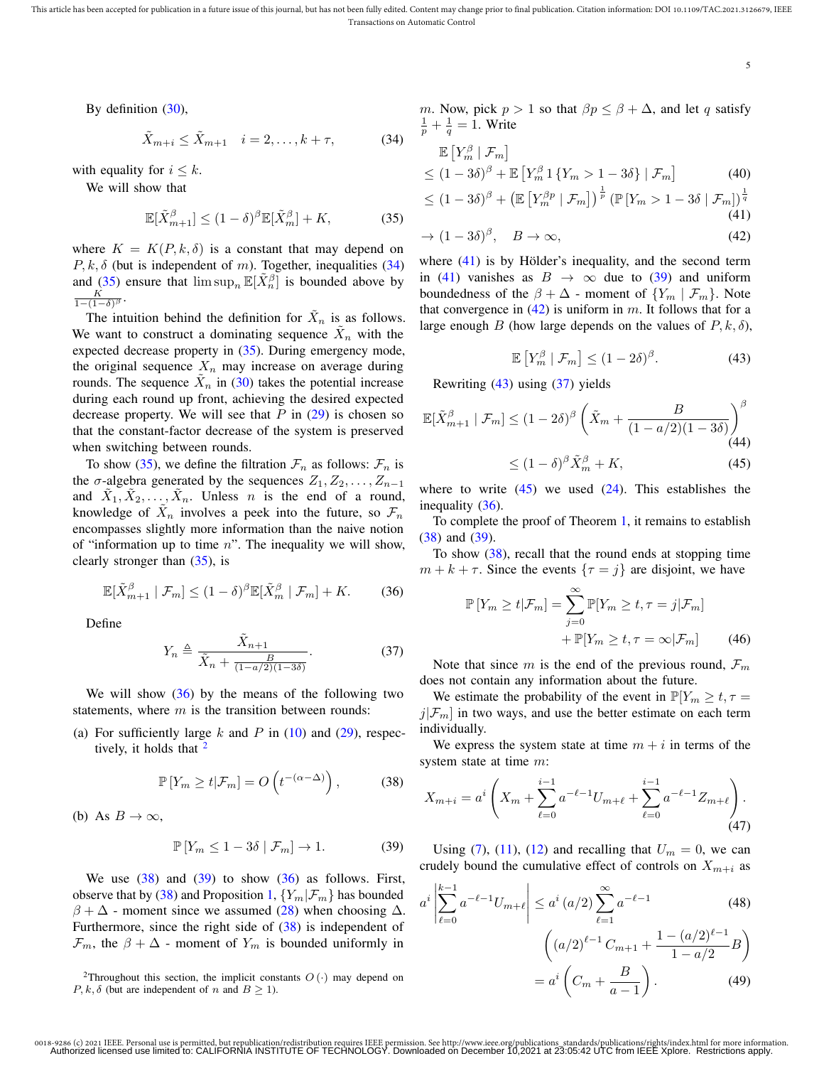By definition (30),

$$\tilde{X}_{m+i} \leq \tilde{X}_{m+1} \quad i = 2, \ldots, k+\tau, \tag{34}$$

with equality for $i \leq k$.

We will show that

$$\mathbb{E}[\tilde{X}_{m+1}^{\beta}] \leq (1-\delta)^{\beta} \mathbb{E}[\tilde{X}_m^{\beta}] + K, \tag{35}$$

where $K = K(P, k, \delta)$ is a constant that may depend on $P, k, \delta$ (but is independent of $m$). Together, inequalities (34) and (35) ensure that $\limsup_n \mathbb{E}[\tilde{X}_n^{\beta}]$ is bounded above by $\frac{K}{1-(1-\delta)^{\beta}}$.

The intuition behind the definition for $\tilde{X}_n$ is as follows. We want to construct a dominating sequence $\tilde{X}_n$ with the expected decrease property in (35). During emergency mode, the original sequence $X_n$ may increase on average during rounds. The sequence $\tilde{X}_n$ in (30) takes the potential increase during each round up front, achieving the desired expected decrease property. We will see that $P$ in (29) is chosen so that the constant-factor decrease of the system is preserved when switching between rounds.

To show (35), we define the filtration $\mathcal{F}_n$ as follows: $\mathcal{F}_n$ is the $\sigma$-algebra generated by the sequences $Z_1, Z_2, \ldots, Z_{n-1}$ and $\tilde{X}_1, \tilde{X}_2, \ldots, \tilde{X}_n$. Unless $n$ is the end of a round, knowledge of $\tilde{X}_n$ involves a peek into the future, so $\mathcal{F}_n$ encompasses slightly more information than the naive notion of "information up to time $n$". The inequality we will show, clearly stronger than (35), is

$$\mathbb{E}[\tilde{X}_{m+1}^{\beta} \mid \mathcal{F}_m] \leq (1-\delta)^{\beta} \mathbb{E}[\tilde{X}_m^{\beta} \mid \mathcal{F}_m] + K. \tag{36}$$

Define

$$Y_n \triangleq \frac{\tilde{X}_{n+1}}{\tilde{X}_n + \frac{B}{(1-a/2)(1-3\delta)}}. \tag{37}$$

We will show (36) by the means of the following two statements, where $m$ is the transition between rounds:

(a) For sufficiently large $k$ and $P$ in (10) and (29), respectively, it holds that [2]

$$\mathbb{P}\left[Y_m \geq t | \mathcal{F}_m\right] = O\left(t^{-(\alpha - \Delta)}\right), \tag{38}$$

(b) As $B \to \infty$,

$$\mathbb{P}\left[Y_m \leq 1 - 3\delta \mid \mathcal{F}_m\right] \to 1. \tag{39}$$

We use (38) and (39) to show (36) as follows. First, observe that by (38) and Proposition 1, $\{Y_m | \mathcal{F}_m\}$ has bounded $\beta + \Delta$ - moment since we assumed (28) when choosing $\Delta$. Furthermore, since the right side of (38) is independent of $\mathcal{F}_m$, the $\beta + \Delta$ - moment of $Y_m$ is bounded uniformly in $m$. Now, pick $p > 1$ so that $\beta p \leq \beta + \Delta$, and let $q$ satisfy $\frac{1}{p} + \frac{1}{q} = 1$. Write

$$\begin{aligned}
&\mathbb{E}\left[Y_m^{\beta} \mid \mathcal{F}_m\right] \\
&\leq (1-3\delta)^{\beta} + \mathbb{E}\left[Y_m^{\beta} 1\left\{Y_m > 1-3\delta\right\} \mid \mathcal{F}_m\right] && (40)\\
&\leq (1-3\delta)^{\beta} + \left(\mathbb{E}\left[Y_m^{\beta p} \mid \mathcal{F}_m\right]\right)^{\frac{1}{p}} \left(\mathbb{P}\left[Y_m > 1-3\delta \mid \mathcal{F}_m\right]\right)^{\frac{1}{q}} && (41)\\
&\to (1-3\delta)^{\beta}, \quad B \to \infty, && (42)
\end{aligned}$$

where (41) is by Hölder's inequality, and the second term in (41) vanishes as $B \to \infty$ due to (39) and uniform boundedness of the $\beta + \Delta$ - moment of $\{Y_m \mid \mathcal{F}_m\}$. Note that convergence in (42) is uniform in $m$. It follows that for a large enough $B$ (how large depends on the values of $P, k, \delta$),

$$\mathbb{E}\left[Y_m^{\beta} \mid \mathcal{F}_m\right] \leq (1-2\delta)^{\beta}. \tag{43}$$

Rewriting (43) using (37) yields

$$\begin{aligned}
\mathbb{E}[\tilde{X}_{m+1}^{\beta} \mid \mathcal{F}_m] &\leq (1-2\delta)^{\beta} \left(\tilde{X}_m + \frac{B}{(1-a/2)(1-3\delta)}\right)^{\beta} && (44)\\
&\leq (1-\delta)^{\beta} \tilde{X}_m^{\beta} + K, && (45)
\end{aligned}$$

where to write (45) we used (24). This establishes the inequality (36).

To complete the proof of Theorem 1, it remains to establish (38) and (39).

To show (38), recall that the round ends at stopping time $m + k + \tau$. Since the events $\{\tau = j\}$ are disjoint, we have

$$\begin{aligned}
\mathbb{P}\left[Y_m \geq t | \mathcal{F}_m\right] = &\sum_{j=0}^{\infty} \mathbb{P}[Y_m \geq t, \tau = j | \mathcal{F}_m] \\
&+ \mathbb{P}[Y_m \geq t, \tau = \infty | \mathcal{F}_m] && (46)
\end{aligned}$$

Note that since $m$ is the end of the previous round, $\mathcal{F}_m$ does not contain any information about the future.

We estimate the probability of the event in $\mathbb{P}[Y_m \geq t, \tau = j | \mathcal{F}_m]$ in two ways, and use the better estimate on each term individually.

We express the system state at time $m + i$ in terms of the system state at time $m$:

$$X_{m+i} = a^i \left(X_m + \sum_{\ell=0}^{i-1} a^{-\ell-1} U_{m+\ell} + \sum_{\ell=0}^{i-1} a^{-\ell-1} Z_{m+\ell}\right). \tag{47}$$

Using (7), (11), (12) and recalling that $U_m = 0$, we can crudely bound the cumulative effect of controls on $X_{m+i}$ as

$$\begin{aligned}
a^i \left|\sum_{\ell=0}^{k-1} a^{-\ell-1} U_{m+\ell}\right| &\leq a^i \left(a/2\right) \sum_{\ell=1}^{\infty} a^{-\ell-1} && (48)\\
&\quad \left(\left(a/2\right)^{\ell-1} C_{m+1} + \frac{1-(a/2)^{\ell-1}}{1-a/2} B\right) \\
&= a^i \left(C_m + \frac{B}{a-1}\right). && (49)
\end{aligned}$$

[2] Throughout this section, the implicit constants $O(\cdot)$ may depend on $P, k, \delta$ (but are independent of $n$ and $B \geq 1$).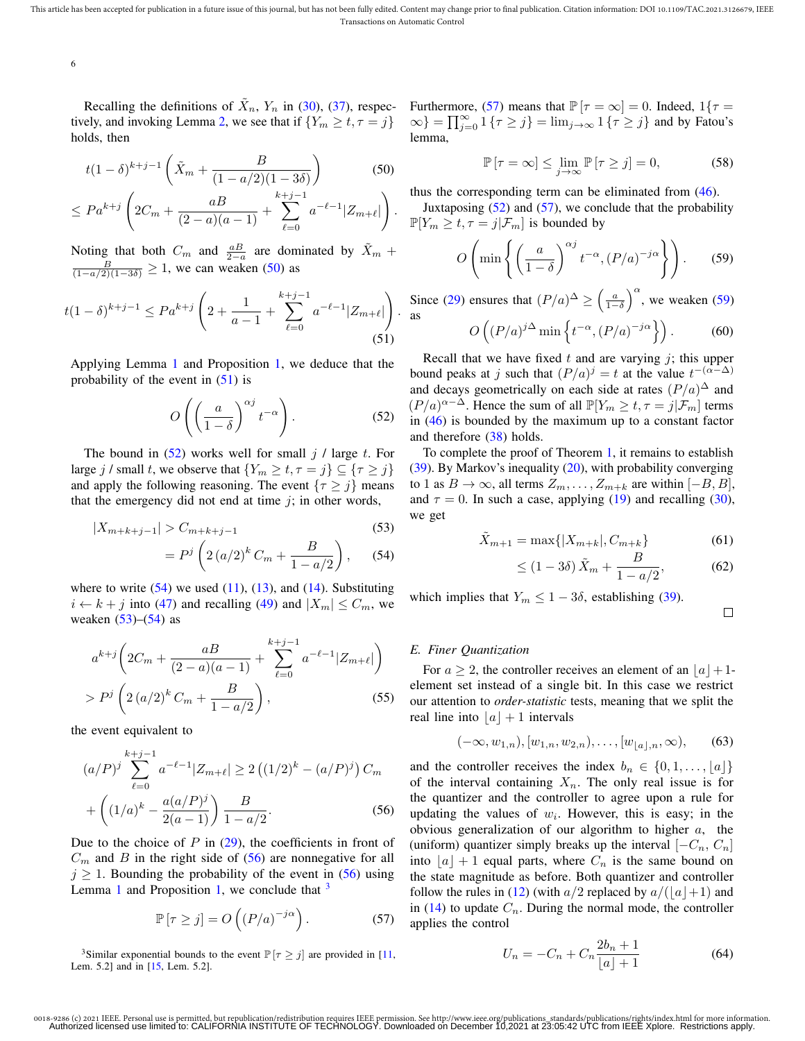Recalling the definitions of $\tilde{X}_n$, $Y_n$ in (30), (37), respectively, and invoking Lemma 2, we see that if $\{Y_m \geq t, \tau = j\}$ holds, then

$$t(1-\delta)^{k+j-1}\left(\tilde{X}_m + \frac{B}{(1-a/2)(1-3\delta)}\right) \tag{50}$$
$$\leq Pa^{k+j}\left(2C_m + \frac{aB}{(2-a)(a-1)} + \sum_{\ell=0}^{k+j-1} a^{-\ell-1}|Z_{m+\ell}|\right).$$

Noting that both $C_m$ and $\frac{aB}{2-a}$ are dominated by $\tilde{X}_m + \frac{B}{(1-a/2)(1-3\delta)} \geq 1$, we can weaken (50) as

$$t(1-\delta)^{k+j-1} \leq Pa^{k+j}\left(2 + \frac{1}{a-1} + \sum_{\ell=0}^{k+j-1} a^{-\ell-1}|Z_{m+\ell}|\right). \tag{51}$$

Applying Lemma 1 and Proposition 1, we deduce that the probability of the event in (51) is

$$O\left(\left(\frac{a}{1-\delta}\right)^{\alpha j} t^{-\alpha}\right). \tag{52}$$

The bound in (52) works well for small $j$ / large $t$. For large $j$ / small $t$, we observe that $\{Y_m \geq t, \tau = j\} \subseteq \{\tau \geq j\}$ and apply the following reasoning. The event $\{\tau \geq j\}$ means that the emergency did not end at time $j$; in other words,

$$|X_{m+k+j-1}| > C_{m+k+j-1} \tag{53}$$
$$= P^j\left(2\,(a/2)^k C_m + \frac{B}{1-a/2}\right), \tag{54}$$

where to write (54) we used (11), (13), and (14). Substituting $i \leftarrow k+j$ into (47) and recalling (49) and $|X_m| \leq C_m$, we weaken (53)–(54) as

$$a^{k+j}\left(2C_m + \frac{aB}{(2-a)(a-1)} + \sum_{\ell=0}^{k+j-1} a^{-\ell-1}|Z_{m+\ell}|\right)$$
$$> P^j\left(2\,(a/2)^k C_m + \frac{B}{1-a/2}\right), \tag{55}$$

the event equivalent to

$$(a/P)^j \sum_{\ell=0}^{k+j-1} a^{-\ell-1}|Z_{m+\ell}| \geq 2\left((1/2)^k - (a/P)^j\right) C_m$$
$$+ \left((1/a)^k - \frac{a(a/P)^j}{2(a-1)}\right)\frac{B}{1-a/2}. \tag{56}$$

Due to the choice of $P$ in (29), the coefficients in front of $C_m$ and $B$ in the right side of (56) are nonnegative for all $j \geq 1$. Bounding the probability of the event in (56) using Lemma 1 and Proposition 1, we conclude that [3]

$$\mathbb{P}\left[\tau \geq j\right] = O\left((P/a)^{-j\alpha}\right). \tag{57}$$

[3] Similar exponential bounds to the event $\mathbb{P}\left[\tau \geq j\right]$ are provided in [11, Lem. 5.2] and in [15, Lem. 5.2].

Furthermore, (57) means that $\mathbb{P}\left[\tau = \infty\right] = 0$. Indeed, $1\{\tau = \infty\} = \prod_{j=0}^{\infty} 1\{\tau \geq j\} = \lim_{j\to\infty} 1\{\tau \geq j\}$ and by Fatou's lemma,

$$\mathbb{P}\left[\tau = \infty\right] \leq \lim_{j\to\infty} \mathbb{P}\left[\tau \geq j\right] = 0, \tag{58}$$

thus the corresponding term can be eliminated from (46).

Juxtaposing (52) and (57), we conclude that the probability $\mathbb{P}[Y_m \geq t, \tau = j|\mathcal{F}_m]$ is bounded by

$$O\left(\min\left\{\left(\frac{a}{1-\delta}\right)^{\alpha j} t^{-\alpha}, (P/a)^{-j\alpha}\right\}\right). \tag{59}$$

Since (29) ensures that $(P/a)^{\Delta} \geq \left(\frac{a}{1-\delta}\right)^{\alpha}$, we weaken (59) as

$$O\left((P/a)^{j\Delta} \min\left\{t^{-\alpha}, (P/a)^{-j\alpha}\right\}\right). \tag{60}$$

Recall that we have fixed $t$ and are varying $j$; this upper bound peaks at $j$ such that $(P/a)^j = t$ at the value $t^{-(\alpha-\Delta)}$ and decays geometrically on each side at rates $(P/a)^{\Delta}$ and $(P/a)^{\alpha-\Delta}$. Hence the sum of all $\mathbb{P}[Y_m \geq t, \tau = j|\mathcal{F}_m]$ terms in (46) is bounded by the maximum up to a constant factor and therefore (38) holds.

To complete the proof of Theorem 1, it remains to establish (39). By Markov's inequality (20), with probability converging to 1 as $B \to \infty$, all terms $Z_m, \ldots, Z_{m+k}$ are within $[-B, B]$, and $\tau = 0$. In such a case, applying (19) and recalling (30), we get

$$\tilde{X}_{m+1} = \max\{|X_{m+k}|, C_{m+k}\} \tag{61}$$
$$\leq (1-3\delta)\,\tilde{X}_m + \frac{B}{1-a/2}, \tag{62}$$

which implies that $Y_m \leq 1 - 3\delta$, establishing (39). $\square$

### E. Finer Quantization

For $a \geq 2$, the controller receives an element of an $\lfloor a \rfloor + 1$-element set instead of a single bit. In this case we restrict our attention to *order-statistic* tests, meaning that we split the real line into $\lfloor a \rfloor + 1$ intervals

$$(-\infty, w_{1,n}), [w_{1,n}, w_{2,n}), \ldots, [w_{\lfloor a \rfloor, n}, \infty), \tag{63}$$

and the controller receives the index $b_n \in \{0, 1, \ldots, \lfloor a \rfloor\}$ of the interval containing $X_n$. The only real issue is for the quantizer and the controller to agree upon a rule for updating the values of $w_i$. However, this is easy; in the obvious generalization of our algorithm to higher $a$, the (uniform) quantizer simply breaks up the interval $[-C_n, C_n]$ into $\lfloor a \rfloor + 1$ equal parts, where $C_n$ is the same bound on the state magnitude as before. Both quantizer and controller follow the rules in (12) (with $a/2$ replaced by $a/(\lfloor a \rfloor + 1)$ and in (14) to update $C_n$. During the normal mode, the controller applies the control

$$U_n = -C_n + C_n \frac{2b_n + 1}{\lfloor a \rfloor + 1} \tag{64}$$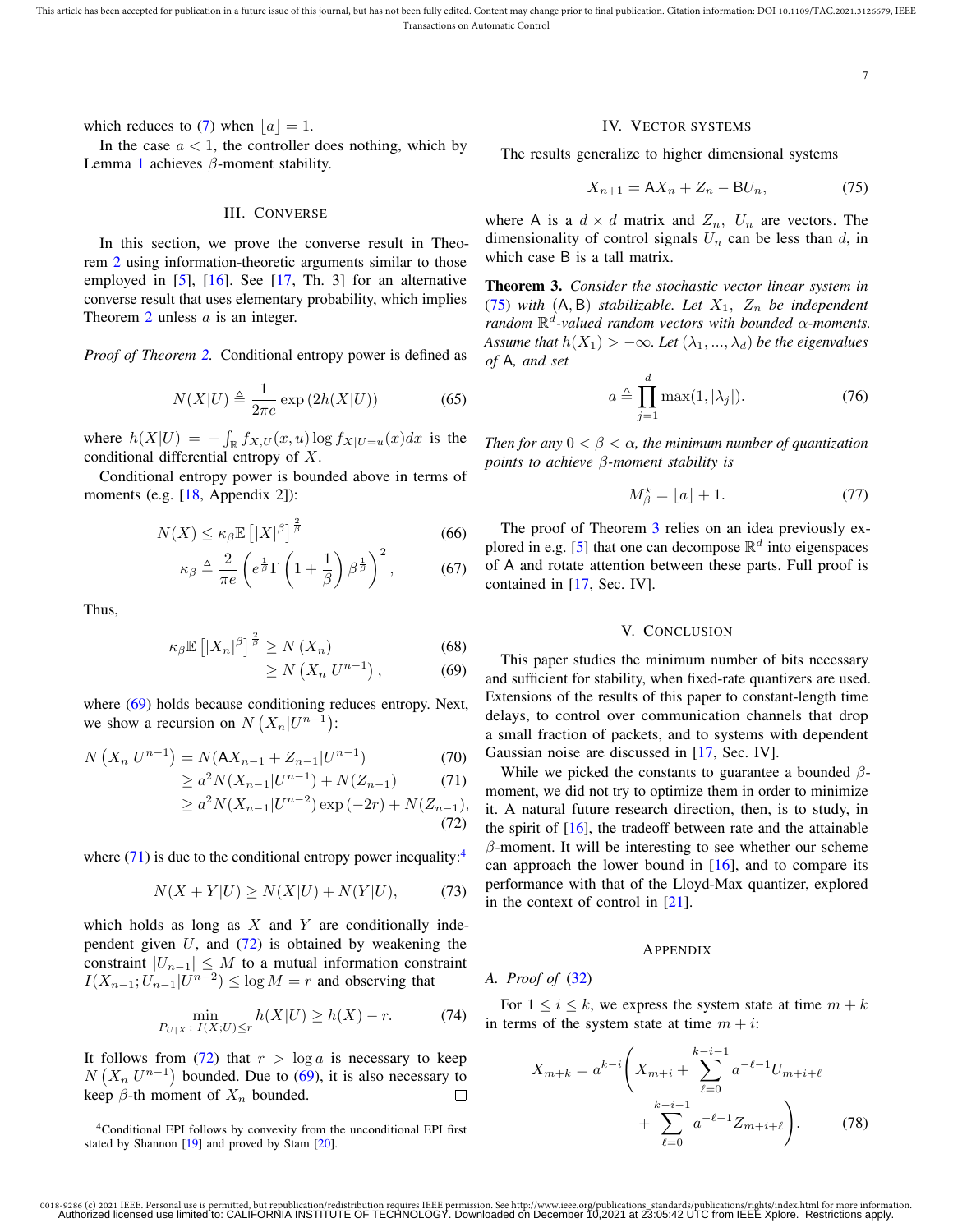which reduces to (7) when $\lfloor a \rfloor = 1$.

In the case $a < 1$, the controller does nothing, which by Lemma 1 achieves $\beta$-moment stability.

## III. Converse

In this section, we prove the converse result in Theorem 2 using information-theoretic arguments similar to those employed in [5], [16]. See [17, Th. 3] for an alternative converse result that uses elementary probability, which implies Theorem 2 unless $a$ is an integer.

*Proof of Theorem 2.* Conditional entropy power is defined as

$$N(X|U) \triangleq \frac{1}{2\pi e} \exp\left(2h(X|U)\right) \tag{65}$$

where $h(X|U) = -\int_{\mathbb{R}} f_{X,U}(x,u) \log f_{X|U=u}(x) dx$ is the conditional differential entropy of $X$.

Conditional entropy power is bounded above in terms of moments (e.g. [18, Appendix 2]):

$$N(X) \leq \kappa_\beta \mathbb{E}\left[|X|^\beta\right]^{\frac{2}{\beta}} \tag{66}$$

$$\kappa_\beta \triangleq \frac{2}{\pi e}\left(e^{\frac{1}{\beta}} \Gamma\left(1 + \frac{1}{\beta}\right) \beta^{\frac{1}{\beta}}\right)^2, \tag{67}$$

Thus,

$$\kappa_\beta \mathbb{E}\left[|X_n|^\beta\right]^{\frac{2}{\beta}} \geq N\left(X_n\right) \tag{68}$$

$$\geq N\left(X_n | U^{n-1}\right), \tag{69}$$

where (69) holds because conditioning reduces entropy. Next, we show a recursion on $N\left(X_n|U^{n-1}\right)$:

$$N\left(X_n|U^{n-1}\right) = N(\mathsf{A}X_{n-1} + Z_{n-1}|U^{n-1}) \tag{70}$$

$$\geq a^2 N(X_{n-1}|U^{n-1}) + N(Z_{n-1}) \tag{71}$$

$$\geq a^2 N(X_{n-1}|U^{n-2}) \exp\left(-2r\right) + N(Z_{n-1}), \tag{72}$$

where (71) is due to the conditional entropy power inequality:[4]

$$N(X+Y|U) \geq N(X|U) + N(Y|U), \tag{73}$$

which holds as long as $X$ and $Y$ are conditionally independent given $U$, and (72) is obtained by weakening the constraint $|U_{n-1}| \leq M$ to a mutual information constraint $I(X_{n-1}; U_{n-1}|U^{n-2}) \leq \log M = r$ and observing that

$$\min_{P_{U|X}\colon I(X;U) \leq r} h(X|U) \geq h(X) - r. \tag{74}$$

It follows from (72) that $r > \log a$ is necessary to keep $N\left(X_n|U^{n-1}\right)$ bounded. Due to (69), it is also necessary to keep $\beta$-th moment of $X_n$ bounded. $\square$

[4] Conditional EPI follows by convexity from the unconditional EPI first stated by Shannon [19] and proved by Stam [20].

## IV. Vector systems

The results generalize to higher dimensional systems

$$X_{n+1} = \mathsf{A}X_n + Z_n - \mathsf{B}U_n, \tag{75}$$

where $\mathsf{A}$ is a $d \times d$ matrix and $Z_n$, $U_n$ are vectors. The dimensionality of control signals $U_n$ can be less than $d$, in which case $\mathsf{B}$ is a tall matrix.

**Theorem 3.** *Consider the stochastic vector linear system in (75) with $(\mathsf{A}, \mathsf{B})$ stabilizable. Let $X_1$, $Z_n$ be independent random $\mathbb{R}^d$-valued random vectors with bounded $\alpha$-moments. Assume that $h(X_1) > -\infty$. Let $(\lambda_1, ..., \lambda_d)$ be the eigenvalues of $\mathsf{A}$, and set*

$$a \triangleq \prod_{j=1}^{d} \max(1, |\lambda_j|). \tag{76}$$

*Then for any $0 < \beta < \alpha$, the minimum number of quantization points to achieve $\beta$-moment stability is*

$$M_\beta^\star = \lfloor a \rfloor + 1. \tag{77}$$

The proof of Theorem 3 relies on an idea previously explored in e.g. [5] that one can decompose $\mathbb{R}^d$ into eigenspaces of $\mathsf{A}$ and rotate attention between these parts. Full proof is contained in [17, Sec. IV].

## V. Conclusion

This paper studies the minimum number of bits necessary and sufficient for stability, when fixed-rate quantizers are used. Extensions of the results of this paper to constant-length time delays, to control over communication channels that drop a small fraction of packets, and to systems with dependent Gaussian noise are discussed in [17, Sec. IV].

While we picked the constants to guarantee a bounded $\beta$-moment, we did not try to optimize them in order to minimize it. A natural future research direction, then, is to study, in the spirit of [16], the tradeoff between rate and the attainable $\beta$-moment. It will be interesting to see whether our scheme can approach the lower bound in [16], and to compare its performance with that of the Lloyd-Max quantizer, explored in the context of control in [21].

## Appendix

### A. Proof of (32)

For $1 \leq i \leq k$, we express the system state at time $m+k$ in terms of the system state at time $m+i$:

$$X_{m+k} = a^{k-i}\left(X_{m+i} + \sum_{\ell=0}^{k-i-1} a^{-\ell-1} U_{m+i+\ell} + \sum_{\ell=0}^{k-i-1} a^{-\ell-1} Z_{m+i+\ell}\right). \tag{78}$$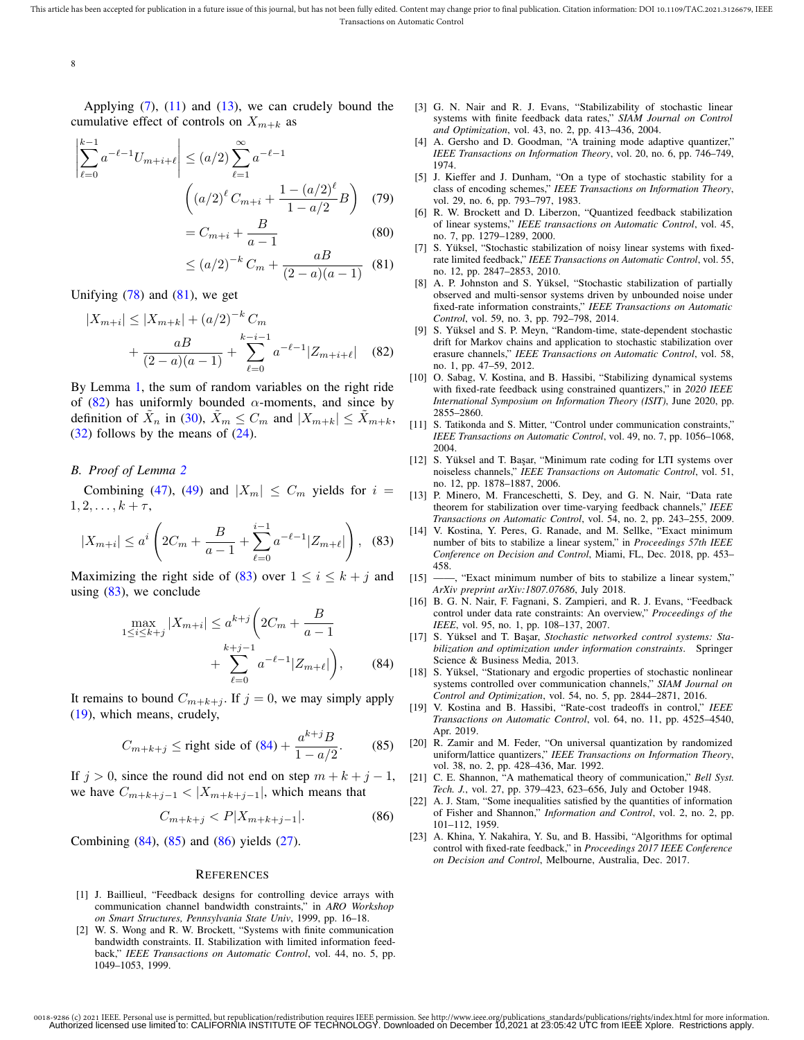Applying (7), (11) and (13), we can crudely bound the cumulative effect of controls on $X_{m+k}$ as

$$
\begin{aligned}
\left|\sum_{\ell=0}^{k-1} a^{-\ell-1} U_{m+i+\ell}\right| &\leq (a/2) \sum_{\ell=1}^{\infty} a^{-\ell-1} \\
&\quad \left((a/2)^{\ell} C_{m+i} + \frac{1-(a/2)^{\ell}}{1-a/2} B\right) \quad (79)\\
&= C_{m+i} + \frac{B}{a-1} \quad (80)\\
&\leq (a/2)^{-k} C_m + \frac{aB}{(2-a)(a-1)} \quad (81)
\end{aligned}
$$

Unifying (78) and (81), we get

$$
\begin{aligned}
|X_{m+i}| &\leq |X_{m+k}| + (a/2)^{-k} C_m \\
&\quad + \frac{aB}{(2-a)(a-1)} + \sum_{\ell=0}^{k-i-1} a^{-\ell-1} |Z_{m+i+\ell}| \quad (82)
\end{aligned}
$$

By Lemma 1, the sum of random variables on the right ride of (82) has uniformly bounded $\alpha$-moments, and since by definition of $\tilde{X}_n$ in (30), $\tilde{X}_m \leq C_m$ and $|X_{m+k}| \leq \tilde{X}_{m+k}$, (32) follows by the means of (24).

### B. Proof of Lemma 2

Combining (47), (49) and $|X_m| \leq C_m$ yields for $i = 1, 2, \ldots, k+\tau$,

$$
|X_{m+i}| \leq a^i \left(2C_m + \frac{B}{a-1} + \sum_{\ell=0}^{i-1} a^{-\ell-1} |Z_{m+\ell}|\right), \quad (83)
$$

Maximizing the right side of (83) over $1 \leq i \leq k+j$ and using (83), we conclude

$$
\begin{aligned}
\max_{1 \leq i \leq k+j} |X_{m+i}| &\leq a^{k+j} \Bigg(2C_m + \frac{B}{a-1} \\
&\quad + \sum_{\ell=0}^{k+j-1} a^{-\ell-1} |Z_{m+\ell}|\Bigg), \quad (84)
\end{aligned}
$$

It remains to bound $C_{m+k+j}$. If $j = 0$, we may simply apply (19), which means, crudely,

$$
C_{m+k+j} \leq \text{right side of (84)} + \frac{a^{k+j} B}{1-a/2}. \quad (85)
$$

If $j > 0$, since the round did not end on step $m+k+j-1$, we have $C_{m+k+j-1} < |X_{m+k+j-1}|$, which means that

$$
C_{m+k+j} < P|X_{m+k+j-1}|. \quad (86)
$$

Combining (84), (85) and (86) yields (27).

## References

[1] J. Baillieul, "Feedback designs for controlling device arrays with communication channel bandwidth constraints," in *ARO Workshop on Smart Structures, Pennsylvania State Univ*, 1999, pp. 16–18.

[2] W. S. Wong and R. W. Brockett, "Systems with finite communication bandwidth constraints. II. Stabilization with limited information feedback," *IEEE Transactions on Automatic Control*, vol. 44, no. 5, pp. 1049–1053, 1999.

[3] G. N. Nair and R. J. Evans, "Stabilizability of stochastic linear systems with finite feedback data rates," *SIAM Journal on Control and Optimization*, vol. 43, no. 2, pp. 413–436, 2004.

[4] A. Gersho and D. Goodman, "A training mode adaptive quantizer," *IEEE Transactions on Information Theory*, vol. 20, no. 6, pp. 746–749, 1974.

[5] J. Kieffer and J. Dunham, "On a type of stochastic stability for a class of encoding schemes," *IEEE Transactions on Information Theory*, vol. 29, no. 6, pp. 793–797, 1983.

[6] R. W. Brockett and D. Liberzon, "Quantized feedback stabilization of linear systems," *IEEE transactions on Automatic Control*, vol. 45, no. 7, pp. 1279–1289, 2000.

[7] S. Yüksel, "Stochastic stabilization of noisy linear systems with fixed-rate limited feedback," *IEEE Transactions on Automatic Control*, vol. 55, no. 12, pp. 2847–2853, 2010.

[8] A. P. Johnston and S. Yüksel, "Stochastic stabilization of partially observed and multi-sensor systems driven by unbounded noise under fixed-rate information constraints," *IEEE Transactions on Automatic Control*, vol. 59, no. 3, pp. 792–798, 2014.

[9] S. Yüksel and S. P. Meyn, "Random-time, state-dependent stochastic drift for Markov chains and application to stochastic stabilization over erasure channels," *IEEE Transactions on Automatic Control*, vol. 58, no. 1, pp. 47–59, 2012.

[10] O. Sabag, V. Kostina, and B. Hassibi, "Stabilizing dynamical systems with fixed-rate feedback using constrained quantizers," in *2020 IEEE International Symposium on Information Theory (ISIT)*, June 2020, pp. 2855–2860.

[11] S. Tatikonda and S. Mitter, "Control under communication constraints," *IEEE Transactions on Automatic Control*, vol. 49, no. 7, pp. 1056–1068, 2004.

[12] S. Yüksel and T. Başar, "Minimum rate coding for LTI systems over noiseless channels," *IEEE Transactions on Automatic Control*, vol. 51, no. 12, pp. 1878–1887, 2006.

[13] P. Minero, M. Franceschetti, S. Dey, and G. N. Nair, "Data rate theorem for stabilization over time-varying feedback channels," *IEEE Transactions on Automatic Control*, vol. 54, no. 2, pp. 243–255, 2009.

[14] V. Kostina, Y. Peres, G. Ranade, and M. Sellke, "Exact minimum number of bits to stabilize a linear system," in *Proceedings 57th IEEE Conference on Decision and Control*, Miami, FL, Dec. 2018, pp. 453–458.

[15] ——, "Exact minimum number of bits to stabilize a linear system," *ArXiv preprint arXiv:1807.07686*, July 2018.

[16] B. G. N. Nair, F. Fagnani, S. Zampieri, and R. J. Evans, "Feedback control under data rate constraints: An overview," *Proceedings of the IEEE*, vol. 95, no. 1, pp. 108–137, 2007.

[17] S. Yüksel and T. Başar, *Stochastic networked control systems: Stabilization and optimization under information constraints*. Springer Science & Business Media, 2013.

[18] S. Yüksel, "Stationary and ergodic properties of stochastic nonlinear systems controlled over communication channels," *SIAM Journal on Control and Optimization*, vol. 54, no. 5, pp. 2844–2871, 2016.

[19] V. Kostina and B. Hassibi, "Rate-cost tradeoffs in control," *IEEE Transactions on Automatic Control*, vol. 64, no. 11, pp. 4525–4540, Apr. 2019.

[20] R. Zamir and M. Feder, "On universal quantization by randomized uniform/lattice quantizers," *IEEE Transactions on Information Theory*, vol. 38, no. 2, pp. 428–436, Mar. 1992.

[21] C. E. Shannon, "A mathematical theory of communication," *Bell Syst. Tech. J.*, vol. 27, pp. 379–423, 623–656, July and October 1948.

[22] A. J. Stam, "Some inequalities satisfied by the quantities of information of Fisher and Shannon," *Information and Control*, vol. 2, no. 2, pp. 101–112, 1959.

[23] A. Khina, Y. Nakahira, Y. Su, and B. Hassibi, "Algorithms for optimal control with fixed-rate feedback," in *Proceedings 2017 IEEE Conference on Decision and Control*, Melbourne, Australia, Dec. 2017.